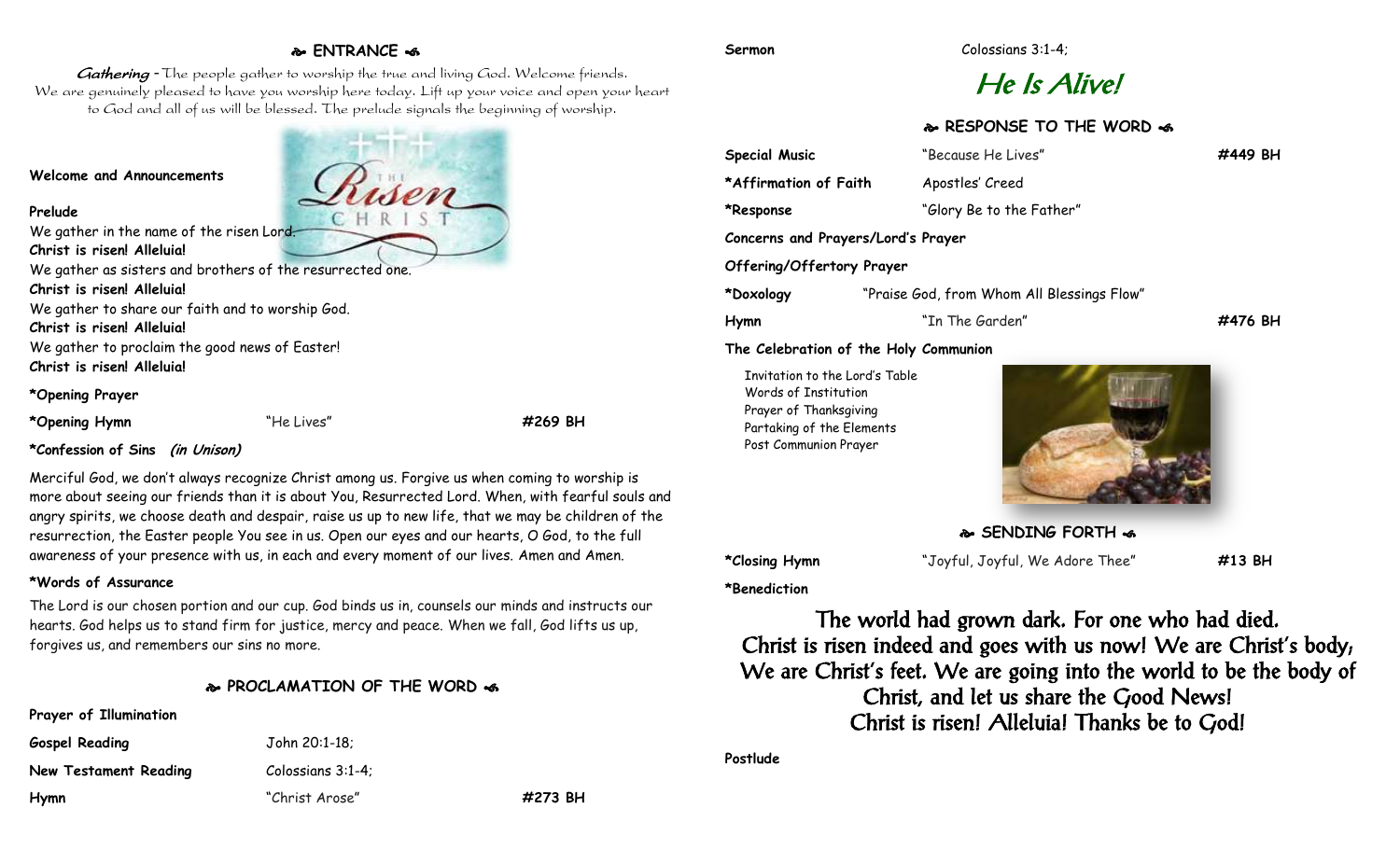## ENTRANCE

*Gathering* - The people gather to worship the true and living God. Welcome friends. We are genuinely pleased to have you worship here today. Lift up your voice and open your heart to God and all of us will be blessed. The prelude signals the beginning of worship.

**Welcome and Announcements**

**Prelude**

We gather in the name of the risen Lord.
**Christ is risen! Alleluia!**
We gather as sisters and brothers of the resurrected one.
**Christ is risen! Alleluia!**
We gather to share our faith and to worship God.
**Christ is risen! Alleluia!**
We gather to proclaim the good news of Easter!
**Christ is risen! Alleluia!**

**\*Opening Prayer**

**\*Opening Hymn** "He Lives" **#269 BH**

**\*Confession of Sins *(in Unison)***

Merciful God, we don't always recognize Christ among us. Forgive us when coming to worship is more about seeing our friends than it is about You, Resurrected Lord. When, with fearful souls and angry spirits, we choose death and despair, raise us up to new life, that we may be children of the resurrection, the Easter people You see in us. Open our eyes and our hearts, O God, to the full awareness of your presence with us, in each and every moment of our lives. Amen and Amen.

**\*Words of Assurance**

The Lord is our chosen portion and our cup. God binds us in, counsels our minds and instructs our hearts. God helps us to stand firm for justice, mercy and peace. When we fall, God lifts us up, forgives us, and remembers our sins no more.

## PROCLAMATION OF THE WORD

**Prayer of Illumination**

**Gospel Reading** John 20:1-18;

**New Testament Reading** Colossians 3:1-4;

**Hymn** "Christ Arose" **#273 BH**

**Sermon** Colossians 3:1-4;

# He Is Alive!

## RESPONSE TO THE WORD

**Special Music** "Because He Lives" **#449 BH**

**\*Affirmation of Faith** Apostles' Creed

**\*Response** "Glory Be to the Father"

**Concerns and Prayers/Lord's Prayer**

**Offering/Offertory Prayer**

**\*Doxology** "Praise God, from Whom All Blessings Flow"

**Hymn** "In The Garden" **#476 BH**

**The Celebration of the Holy Communion**

Invitation to the Lord's Table
Words of Institution
Prayer of Thanksgiving
Partaking of the Elements
Post Communion Prayer

## SENDING FORTH

**\*Closing Hymn** "Joyful, Joyful, We Adore Thee" **#13 BH**

**\*Benediction**

**The world had grown dark. For one who had died.
Christ is risen indeed and goes with us now! We are Christ's body,
We are Christ's feet. We are going into the world to be the body of Christ, and let us share the Good News!
Christ is risen! Alleluia! Thanks be to God!**

**Postlude**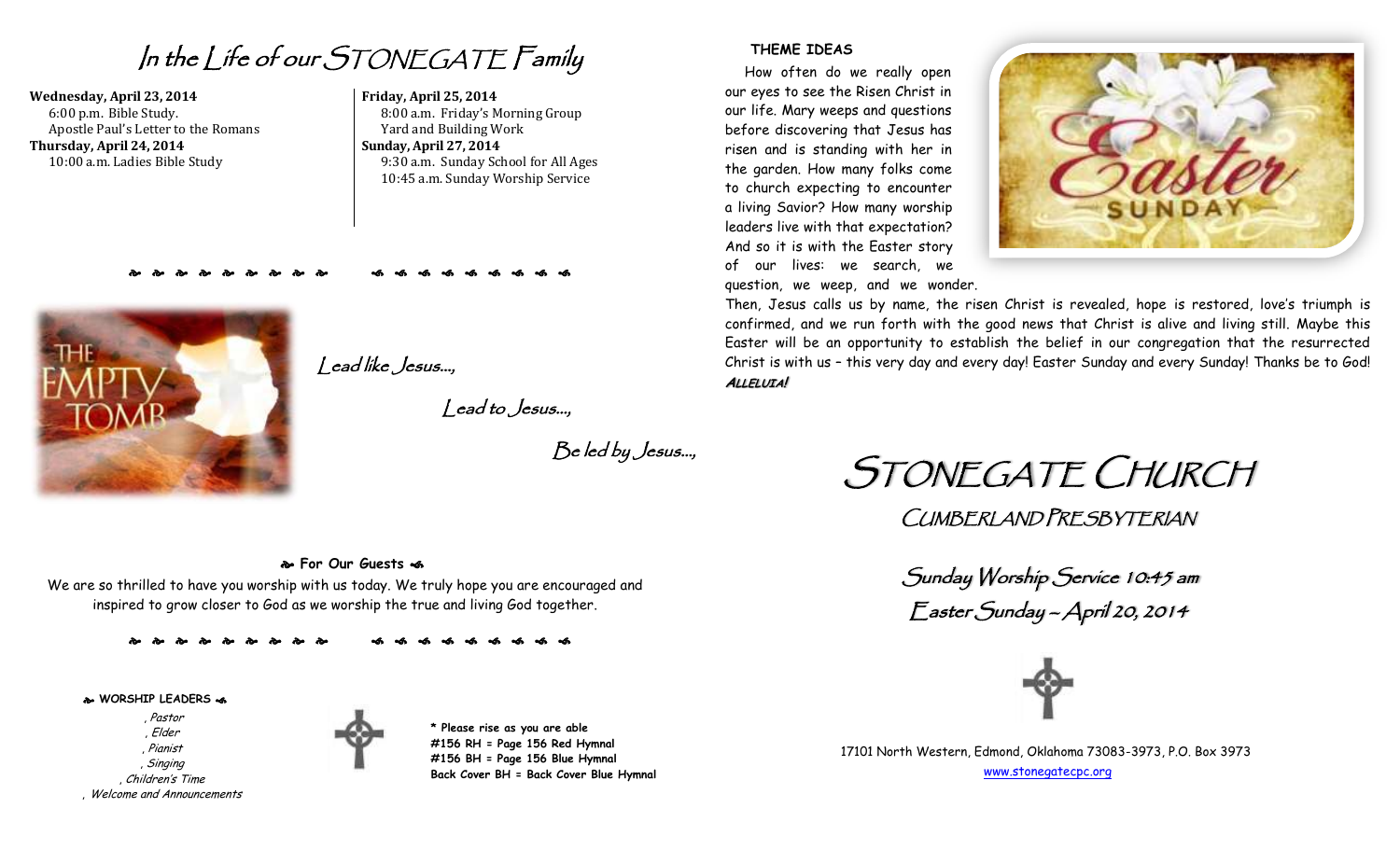# In the Life of our STONEGATE Family

**Wednesday, April 23, 2014**
6:00 p.m. Bible Study.
Apostle Paul's Letter to the Romans

**Thursday, April 24, 2014**
10:00 a.m. Ladies Bible Study

**Friday, April 25, 2014**
8:00 a.m. Friday's Morning Group
Yard and Building Work

**Sunday, April 27, 2014**
9:30 a.m. Sunday School for All Ages
10:45 a.m. Sunday Worship Service

Lead like Jesus...,

Lead to Jesus...,

Be led by Jesus...,

**For Our Guests**

We are so thrilled to have you worship with us today. We truly hope you are encouraged and inspired to grow closer to God as we worship the true and living God together.

**WORSHIP LEADERS**

*, Pastor*
*, Elder*
*, Pianist*
*, Singing*
*, Children's Time*
*, Welcome and Announcements*

**\* Please rise as you are able**
**#156 RH = Page 156 Red Hymnal**
**#156 BH = Page 156 Blue Hymnal**
**Back Cover BH = Back Cover Blue Hymnal**

**THEME IDEAS**

How often do we really open our eyes to see the Risen Christ in our life. Mary weeps and questions before discovering that Jesus has risen and is standing with her in the garden. How many folks come to church expecting to encounter a living Savior? How many worship leaders live with that expectation? And so it is with the Easter story of our lives: we search, we question, we weep, and we wonder. Then, Jesus calls us by name, the risen Christ is revealed, hope is restored, love's triumph is confirmed, and we run forth with the good news that Christ is alive and living still. Maybe this Easter will be an opportunity to establish the belief in our congregation that the resurrected Christ is with us – this very day and every day! Easter Sunday and every Sunday! Thanks be to God! **ALLELUIA!**

# STONEGATE CHURCH

## CUMBERLAND PRESBYTERIAN

Sunday Worship Service 10:45 am
Easter Sunday – April 20, 2014

17101 North Western, Edmond, Oklahoma 73083-3973, P.O. Box 3973
www.stonegatecpc.org